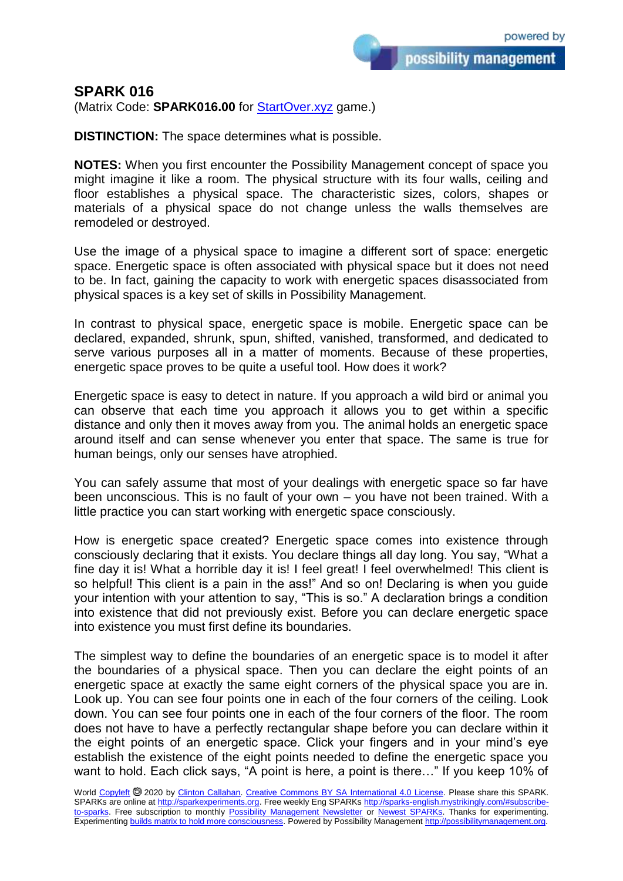# SPARK 016

(Matrix Code: **SPARK016.00** for StartOver.xyz game.)

**DISTINCTION:** The space determines what is possible.

**NOTES:** When you first encounter the Possibility Management concept of space you might imagine it like a room. The physical structure with its four walls, ceiling and floor establishes a physical space. The characteristic sizes, colors, shapes or materials of a physical space do not change unless the walls themselves are remodeled or destroyed.

Use the image of a physical space to imagine a different sort of space: energetic space. Energetic space is often associated with physical space but it does not need to be. In fact, gaining the capacity to work with energetic spaces disassociated from physical spaces is a key set of skills in Possibility Management.

In contrast to physical space, energetic space is mobile. Energetic space can be declared, expanded, shrunk, spun, shifted, vanished, transformed, and dedicated to serve various purposes all in a matter of moments. Because of these properties, energetic space proves to be quite a useful tool. How does it work?

Energetic space is easy to detect in nature. If you approach a wild bird or animal you can observe that each time you approach it allows you to get within a specific distance and only then it moves away from you. The animal holds an energetic space around itself and can sense whenever you enter that space. The same is true for human beings, only our senses have atrophied.

You can safely assume that most of your dealings with energetic space so far have been unconscious. This is no fault of your own – you have not been trained. With a little practice you can start working with energetic space consciously.

How is energetic space created? Energetic space comes into existence through consciously declaring that it exists. You declare things all day long. You say, "What a fine day it is! What a horrible day it is! I feel great! I feel overwhelmed! This client is so helpful! This client is a pain in the ass!" And so on! Declaring is when you guide your intention with your attention to say, "This is so." A declaration brings a condition into existence that did not previously exist. Before you can declare energetic space into existence you must first define its boundaries.

The simplest way to define the boundaries of an energetic space is to model it after the boundaries of a physical space. Then you can declare the eight points of an energetic space at exactly the same eight corners of the physical space you are in. Look up. You can see four points one in each of the four corners of the ceiling. Look down. You can see four points one in each of the four corners of the floor. The room does not have to have a perfectly rectangular shape before you can declare within it the eight points of an energetic space. Click your fingers and in your mind's eye establish the existence of the eight points needed to define the energetic space you want to hold. Each click says, "A point is here, a point is there…" If you keep 10% of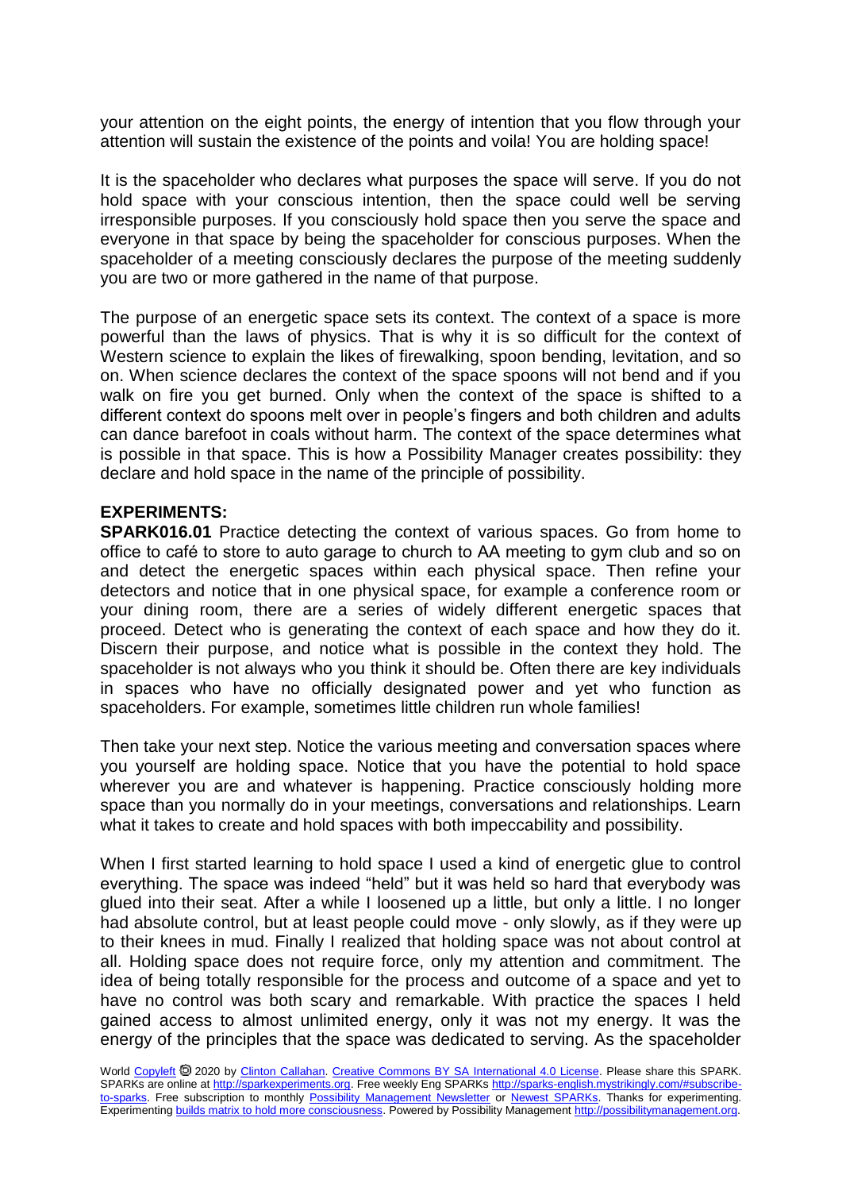your attention on the eight points, the energy of intention that you flow through your attention will sustain the existence of the points and voila! You are holding space!

It is the spaceholder who declares what purposes the space will serve. If you do not hold space with your conscious intention, then the space could well be serving irresponsible purposes. If you consciously hold space then you serve the space and everyone in that space by being the spaceholder for conscious purposes. When the spaceholder of a meeting consciously declares the purpose of the meeting suddenly you are two or more gathered in the name of that purpose.

The purpose of an energetic space sets its context. The context of a space is more powerful than the laws of physics. That is why it is so difficult for the context of Western science to explain the likes of firewalking, spoon bending, levitation, and so on. When science declares the context of the space spoons will not bend and if you walk on fire you get burned. Only when the context of the space is shifted to a different context do spoons melt over in people's fingers and both children and adults can dance barefoot in coals without harm. The context of the space determines what is possible in that space. This is how a Possibility Manager creates possibility: they declare and hold space in the name of the principle of possibility.

**EXPERIMENTS:**

**SPARK016.01** Practice detecting the context of various spaces. Go from home to office to café to store to auto garage to church to AA meeting to gym club and so on and detect the energetic spaces within each physical space. Then refine your detectors and notice that in one physical space, for example a conference room or your dining room, there are a series of widely different energetic spaces that proceed. Detect who is generating the context of each space and how they do it. Discern their purpose, and notice what is possible in the context they hold. The spaceholder is not always who you think it should be. Often there are key individuals in spaces who have no officially designated power and yet who function as spaceholders. For example, sometimes little children run whole families!

Then take your next step. Notice the various meeting and conversation spaces where you yourself are holding space. Notice that you have the potential to hold space wherever you are and whatever is happening. Practice consciously holding more space than you normally do in your meetings, conversations and relationships. Learn what it takes to create and hold spaces with both impeccability and possibility.

When I first started learning to hold space I used a kind of energetic glue to control everything. The space was indeed "held" but it was held so hard that everybody was glued into their seat. After a while I loosened up a little, but only a little. I no longer had absolute control, but at least people could move - only slowly, as if they were up to their knees in mud. Finally I realized that holding space was not about control at all. Holding space does not require force, only my attention and commitment. The idea of being totally responsible for the process and outcome of a space and yet to have no control was both scary and remarkable. With practice the spaces I held gained access to almost unlimited energy, only it was not my energy. It was the energy of the principles that the space was dedicated to serving. As the spaceholder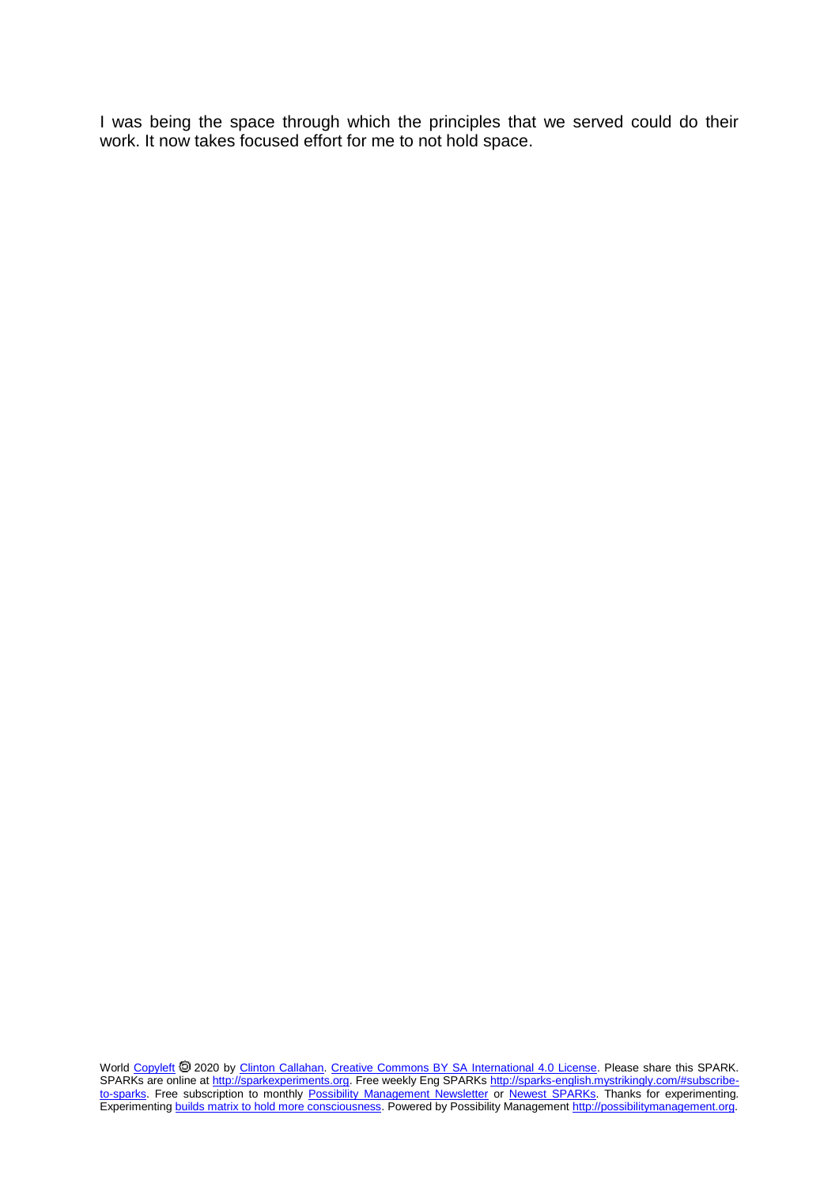I was being the space through which the principles that we served could do their work. It now takes focused effort for me to not hold space.